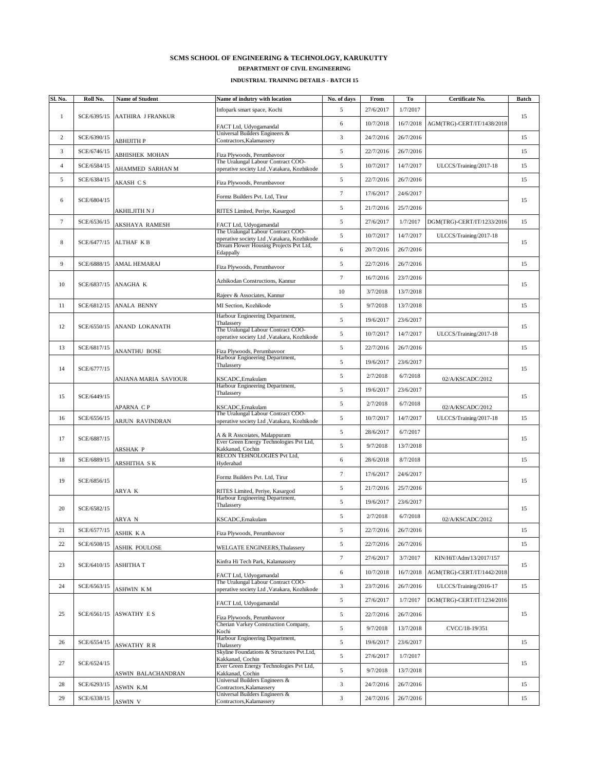# SCMS SCHOOL OF ENGINEERING & TECHNOLOGY, KARUKUTTY

## DEPARTMENT OF CIVIL ENGINEERING

### INDUSTRIAL TRAINING DETAILS - BATCH 15

| Sl. No. | Roll No. | Name of Student | Name of indutry with location | No. of days | From | To | Certificate No. | Batch |
|---|---|---|---|---|---|---|---|---|
| 1 | SCE/6395/15 | AATHIRA J FRANKUR | Infopark smart space, Kochi | 5 | 27/6/2017 | 1/7/2017 | | 15 |
| | | | FACT Ltd, Udyogamandal | 6 | 10/7/2018 | 16/7/2018 | AGM(TRG)-CERT/IT/1438/2018 | |
| 2 | SCE/6390/15 | ABHIJITH P | Universal Builders Engineers & Contractors,Kalamassery | 3 | 24/7/2016 | 26/7/2016 | | 15 |
| 3 | SCE/6746/15 | ABHISHEK MOHAN | Fiza Plywoods, Perumbavoor | 5 | 22/7/2016 | 26/7/2016 | | 15 |
| 4 | SCE/6584/15 | AHAMMED SARHAN M | The Uralungal Labour Contract COO-operative society Ltd ,Vatakara, Kozhikode | 5 | 10/7/2017 | 14/7/2017 | ULCCS/Training/2017-18 | 15 |
| 5 | SCE/6384/15 | AKASH C S | Fiza Plywoods, Perumbavoor | 5 | 22/7/2016 | 26/7/2016 | | 15 |
| 6 | SCE/6804/15 | AKHILJITH N J | Formz Builders Pvt. Ltd, Tirur | 7 | 17/6/2017 | 24/6/2017 | | 15 |
| | | | RITES Limited, Periye, Kasargod | 5 | 21/7/2016 | 25/7/2016 | | |
| 7 | SCE/6536/15 | AKSHAYA RAMESH | FACT Ltd, Udyogamandal | 5 | 27/6/2017 | 1/7/2017 | DGM(TRG)-CERT/IT/1233/2016 | 15 |
| 8 | SCE/6477/15 | ALTHAF K B | The Uralungal Labour Contract COO-operative society Ltd ,Vatakara, Kozhikode | 5 | 10/7/2017 | 14/7/2017 | ULCCS/Training/2017-18 | 15 |
| | | | Dream Flower Housing Projects Pvt Ltd, Edappally | 6 | 20/7/2016 | 26/7/2016 | | |
| 9 | SCE/6888/15 | AMAL HEMARAJ | Fiza Plywoods, Perumbavoor | 5 | 22/7/2016 | 26/7/2016 | | 15 |
| 10 | SCE/6837/15 | ANAGHA K | Azhikodan Constructions, Kannur | 7 | 16/7/2016 | 23/7/2016 | | 15 |
| | | | Rajeev & Associates, Kannur | 10 | 3/7/2018 | 13/7/2018 | | |
| 11 | SCE/6812/15 | ANALA BENNY | MI Section, Kozhikode | 5 | 9/7/2018 | 13/7/2018 | | 15 |
| 12 | SCE/6550/15 | ANAND LOKANATH | Harbour Engineering Department, Thalassery | 5 | 19/6/2017 | 23/6/2017 | | 15 |
| | | | The Uralungal Labour Contract COO-operative society Ltd ,Vatakara, Kozhikode | 5 | 10/7/2017 | 14/7/2017 | ULCCS/Training/2017-18 | |
| 13 | SCE/6817/15 | ANANTHU BOSE | Fiza Plywoods, Perumbavoor | 5 | 22/7/2016 | 26/7/2016 | | 15 |
| 14 | SCE/6777/15 | ANJANA MARIA SAVIOUR | Harbour Engineering Department, Thalassery | 5 | 19/6/2017 | 23/6/2017 | | 15 |
| | | | KSCADC,Ernakulam | 5 | 2/7/2018 | 6/7/2018 | 02/A/KSCADC/2012 | |
| 15 | SCE/6449/15 | APARNA C P | Harbour Engineering Department, Thalassery | 5 | 19/6/2017 | 23/6/2017 | | 15 |
| | | | KSCADC,Ernakulam | 5 | 2/7/2018 | 6/7/2018 | 02/A/KSCADC/2012 | |
| 16 | SCE/6556/15 | ARJUN RAVINDRAN | The Uralungal Labour Contract COO-operative society Ltd ,Vatakara, Kozhikode | 5 | 10/7/2017 | 14/7/2017 | ULCCS/Training/2017-18 | 15 |
| 17 | SCE/6887/15 | ARSHAK P | A & R Asscoiates, Malappuram | 5 | 28/6/2017 | 6/7/2017 | | 15 |
| | | | Ever Green Energy Technologies Pvt Ltd, Kakkanad, Cochin | 5 | 9/7/2018 | 13/7/2018 | | |
| 18 | SCE/6889/15 | ARSHITHA S K | RECON TEHNOLOGIES Pvt Ltd, Hyderabad | 6 | 28/6/2018 | 8/7/2018 | | 15 |
| 19 | SCE/6856/15 | ARYA K | Formz Builders Pvt. Ltd, Tirur | 7 | 17/6/2017 | 24/6/2017 | | 15 |
| | | | RITES Limited, Periye, Kasargod | 5 | 21/7/2016 | 25/7/2016 | | |
| 20 | SCE/6582/15 | ARYA N | Harbour Engineering Department, Thalassery | 5 | 19/6/2017 | 23/6/2017 | | 15 |
| | | | KSCADC,Ernakulam | 5 | 2/7/2018 | 6/7/2018 | 02/A/KSCADC/2012 | |
| 21 | SCE/6577/15 | ASHIK K A | Fiza Plywoods, Perumbavoor | 5 | 22/7/2016 | 26/7/2016 | | 15 |
| 22 | SCE/6508/15 | ASHIK POULOSE | WELGATE ENGINEERS,Thalassery | 5 | 22/7/2016 | 26/7/2016 | | 15 |
| 23 | SCE/6410/15 | ASHITHA T | Kinfra Hi Tech Park, Kalamassery | 7 | 27/6/2017 | 3/7/2017 | KIN/HiT/Adm/13/2017/157 | 15 |
| | | | FACT Ltd, Udyogamandal | 6 | 10/7/2018 | 16/7/2018 | AGM(TRG)-CERT/IT/1442/2018 | |
| 24 | SCE/6563/15 | ASHWIN K M | The Uralungal Labour Contract COO-operative society Ltd ,Vatakara, Kozhikode | 3 | 23/7/2016 | 26/7/2016 | ULCCS/Training/2016-17 | 15 |
| 25 | SCE/6561/15 | ASWATHY E S | FACT Ltd, Udyogamandal | 5 | 27/6/2017 | 1/7/2017 | DGM(TRG)-CERT/IT/1234/2016 | 15 |
| | | | Fiza Plywoods, Perumbavoor | 5 | 22/7/2016 | 26/7/2016 | | |
| | | | Cherian Varkey Construction Company, Kochi | 5 | 9/7/2018 | 13/7/2018 | CVCC/18-19/351 | |
| 26 | SCE/6554/15 | ASWATHY R R | Harbour Engineering Department, Thalassery | 5 | 19/6/2017 | 23/6/2017 | | 15 |
| 27 | SCE/6524/15 | ASWIN BALACHANDRAN | Skyline Foundations & Structures Pvt.Ltd, Kakkanad, Cochin | 5 | 27/6/2017 | 1/7/2017 | | 15 |
| | | | Ever Green Energy Technologies Pvt Ltd, Kakkanad, Cochin | 5 | 9/7/2018 | 13/7/2018 | | |
| 28 | SCE/6293/15 | ASWIN K.M | Universal Builders Engineers & Contractors,Kalamassery | 3 | 24/7/2016 | 26/7/2016 | | 15 |
| 29 | SCE/6338/15 | ASWIN V | Universal Builders Engineers & Contractors,Kalamassery | 3 | 24/7/2016 | 26/7/2016 | | 15 |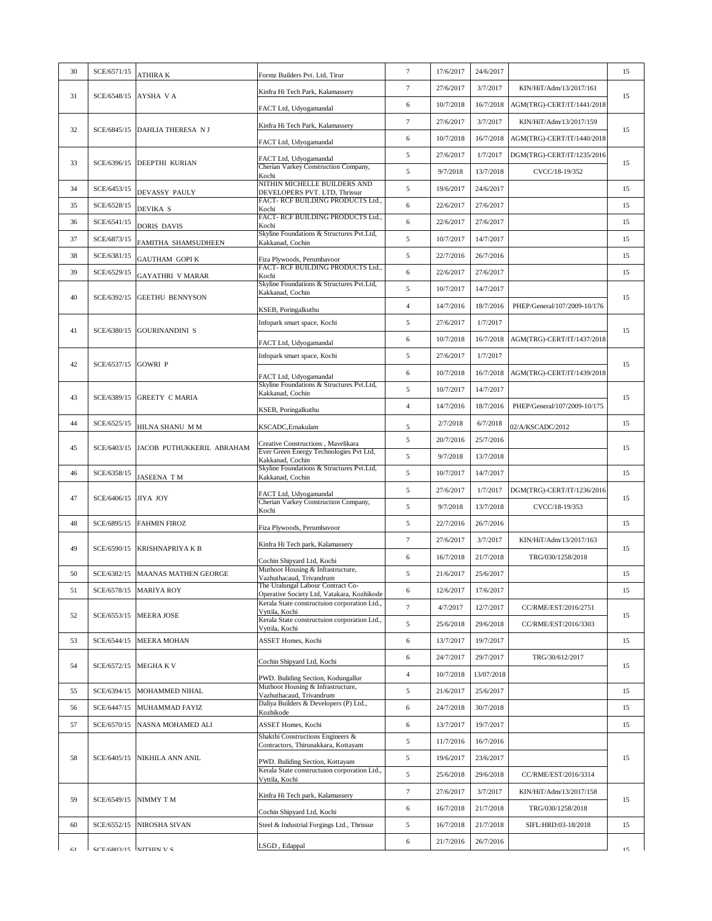| 30 | SCE/6571/15 | ATHIRA K | Formz Builders Pvt. Ltd, Tirur | 7 | 17/6/2017 | 24/6/2017 | | 15 |
|---|---|---|---|---|---|---|---|---|
| 31 | SCE/6548/15 | AYSHA V A | Kinfra Hi Tech Park, Kalamassery | 7 | 27/6/2017 | 3/7/2017 | KIN/HiT/Adm/13/2017/161 | 15 |
| | | | FACT Ltd, Udyogamandal | 6 | 10/7/2018 | 16/7/2018 | AGM(TRG)-CERT/IT/1441/2018 | |
| 32 | SCE/6845/15 | DAHLIA THERESA N J | Kinfra Hi Tech Park, Kalamassery | 7 | 27/6/2017 | 3/7/2017 | KIN/HiT/Adm/13/2017/159 | 15 |
| | | | FACT Ltd, Udyogamandal | 6 | 10/7/2018 | 16/7/2018 | AGM(TRG)-CERT/IT/1440/2018 | |
| 33 | SCE/6396/15 | DEEPTHI KURIAN | FACT Ltd, Udyogamandal | 5 | 27/6/2017 | 1/7/2017 | DGM(TRG)-CERT/IT/1235/2016 | 15 |
| | | | Cherian Varkey Construction Company, Kochi | 5 | 9/7/2018 | 13/7/2018 | CVCC/18-19/352 | |
| 34 | SCE/6453/15 | DEVASSY PAULY | NITHIN MICHELLE BUILDERS AND DEVELOPERS PVT. LTD, Thrissur | 5 | 19/6/2017 | 24/6/2017 | | 15 |
| 35 | SCE/6528/15 | DEVIKA S | FACT- RCF BUILDING PRODUCTS Ltd., Kochi | 6 | 22/6/2017 | 27/6/2017 | | 15 |
| 36 | SCE/6541/15 | DORIS DAVIS | FACT- RCF BUILDING PRODUCTS Ltd., Kochi | 6 | 22/6/2017 | 27/6/2017 | | 15 |
| 37 | SCE/6873/15 | FAMITHA SHAMSUDHEEN | Skyline Foundations & Structures Pvt.Ltd, Kakkanad, Cochin | 5 | 10/7/2017 | 14/7/2017 | | 15 |
| 38 | SCE/6381/15 | GAUTHAM GOPI K | Fiza Plywoods, Perumbavoor | 5 | 22/7/2016 | 26/7/2016 | | 15 |
| 39 | SCE/6529/15 | GAYATHRI V MARAR | FACT- RCF BUILDING PRODUCTS Ltd., Kochi | 6 | 22/6/2017 | 27/6/2017 | | 15 |
| 40 | SCE/6392/15 | GEETHU BENNYSON | Skyline Foundations & Structures Pvt.Ltd, Kakkanad, Cochin | 5 | 10/7/2017 | 14/7/2017 | | 15 |
| | | | KSEB, Poringalkuthu | 4 | 14/7/2016 | 18/7/2016 | PHEP/General/107/2009-10/176 | |
| 41 | SCE/6380/15 | GOURINANDINI S | Infopark smart space, Kochi | 5 | 27/6/2017 | 1/7/2017 | | 15 |
| | | | FACT Ltd, Udyogamandal | 6 | 10/7/2018 | 16/7/2018 | AGM(TRG)-CERT/IT/1437/2018 | |
| 42 | SCE/6537/15 | GOWRI P | Infopark smart space, Kochi | 5 | 27/6/2017 | 1/7/2017 | | 15 |
| | | | FACT Ltd, Udyogamandal | 6 | 10/7/2018 | 16/7/2018 | AGM(TRG)-CERT/IT/1439/2018 | |
| 43 | SCE/6389/15 | GREETY C MARIA | Skyline Foundations & Structures Pvt.Ltd, Kakkanad, Cochin | 5 | 10/7/2017 | 14/7/2017 | | 15 |
| | | | KSEB, Poringalkuthu | 4 | 14/7/2016 | 18/7/2016 | PHEP/General/107/2009-10/175 | |
| 44 | SCE/6525/15 | HILNA SHANU M M | KSCADC,Ernakulam | 5 | 2/7/2018 | 6/7/2018 | 02/A/KSCADC/2012 | 15 |
| 45 | SCE/6403/15 | JACOB PUTHUKKERIL ABRAHAM | Creative Constructions , Mavelikara | 5 | 20/7/2016 | 25/7/2016 | | 15 |
| | | | Ever Green Energy Technologies Pvt Ltd, Kakkanad, Cochin | 5 | 9/7/2018 | 13/7/2018 | | |
| 46 | SCE/6358/15 | JASEENA T M | Skyline Foundations & Structures Pvt.Ltd, Kakkanad, Cochin | 5 | 10/7/2017 | 14/7/2017 | | 15 |
| 47 | SCE/6406/15 | JIYA JOY | FACT Ltd, Udyogamandal | 5 | 27/6/2017 | 1/7/2017 | DGM(TRG)-CERT/IT/1236/2016 | 15 |
| | | | Cherian Varkey Construction Company, Kochi | 5 | 9/7/2018 | 13/7/2018 | CVCC/18-19/353 | |
| 48 | SCE/6895/15 | FAHMIN FIROZ | Fiza Plywoods, Perumbavoor | 5 | 22/7/2016 | 26/7/2016 | | 15 |
| 49 | SCE/6590/15 | KRISHNAPRIYA K B | Kinfra Hi Tech park, Kalamassery | 7 | 27/6/2017 | 3/7/2017 | KIN/HiT/Adm/13/2017/163 | 15 |
| | | | Cochin Shipyard Ltd, Kochi | 6 | 16/7/2018 | 21/7/2018 | TRG/030/1258/2018 | |
| 50 | SCE/6382/15 | MAANAS MATHEN GEORGE | Muthoot Housing & Infrastructure, Vazhuthacaud, Trivandrum | 5 | 21/6/2017 | 25/6/2017 | | 15 |
| 51 | SCE/6578/15 | MARIYA ROY | The Uralungal Labour Contract Co-Operative Society Ltd, Vatakara, Kozhikode | 6 | 12/6/2017 | 17/6/2017 | | 15 |
| 52 | SCE/6553/15 | MEERA JOSE | Kerala State constructuion corporation Ltd., Vyttila, Kochi | 7 | 4/7/2017 | 12/7/2017 | CC/RME/EST/2016/2751 | 15 |
| | | | Kerala State constructuion corporation Ltd., Vyttila, Kochi | 5 | 25/6/2018 | 29/6/2018 | CC/RME/EST/2016/3303 | |
| 53 | SCE/6544/15 | MEERA MOHAN | ASSET Homes, Kochi | 6 | 13/7/2017 | 19/7/2017 | | 15 |
| 54 | SCE/6572/15 | MEGHA K V | Cochin Shipyard Ltd, Kochi | 6 | 24/7/2017 | 29/7/2017 | TRG/30/612/2017 | 15 |
| | | | PWD. Buliding Section, Kodungallur | 4 | 10/7/2018 | 13/07/2018 | | |
| 55 | SCE/6394/15 | MOHAMMED NIHAL | Muthoot Housing & Infrastructure, Vazhuthacaud, Trivandrum | 5 | 21/6/2017 | 25/6/2017 | | 15 |
| 56 | SCE/6447/15 | MUHAMMAD FAYIZ | Daliya Builders & Developers (P) Ltd., Kozhikode | 6 | 24/7/2018 | 30/7/2018 | | 15 |
| 57 | SCE/6570/15 | NASNA MOHAMED ALI | ASSET Homes, Kochi | 6 | 13/7/2017 | 19/7/2017 | | 15 |
| 58 | SCE/6405/15 | NIKHILA ANN ANIL | Shakthi Constructions Engineers & Contractors, Thirunakkara, Kottayam | 5 | 11/7/2016 | 16/7/2016 | | 15 |
| | | | PWD. Buliding Section, Kottayam | 5 | 19/6/2017 | 23/6/2017 | | |
| | | | Kerala State constructuion corporation Ltd., Vyttila, Kochi | 5 | 25/6/2018 | 29/6/2018 | CC/RME/EST/2016/3314 | |
| 59 | SCE/6549/15 | NIMMY T M | Kinfra Hi Tech park, Kalamassery | 7 | 27/6/2017 | 3/7/2017 | KIN/HiT/Adm/13/2017/158 | 15 |
| | | | Cochin Shipyard Ltd, Kochi | 6 | 16/7/2018 | 21/7/2018 | TRG/030/1258/2018 | |
| 60 | SCE/6552/15 | NIROSHA SIVAN | Steel & Industrial Forgings Ltd., Thrissur | 5 | 16/7/2018 | 21/7/2018 | SIFL:HRD:03-18/2018 | 15 |
| 61 | SCE/6803/15 | NITHIN V S | LSGD , Edappal | 6 | 21/7/2016 | 26/7/2016 | | 15 |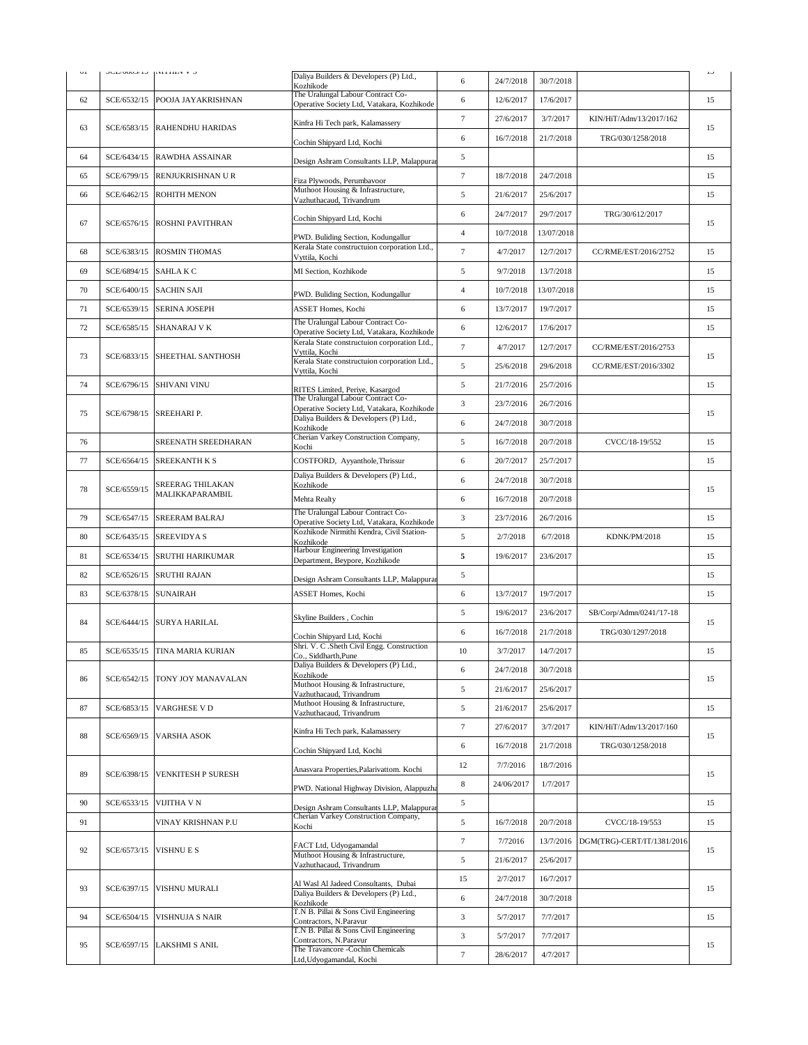| | | | | | | | | |
|---|---|---|---|---|---|---|---|---|
| 61 | SCE/6603/15 | NITHIN V S | Daliya Builders & Developers (P) Ltd., Kozhikode | 6 | 24/7/2018 | 30/7/2018 | | 15 |
| 62 | SCE/6532/15 | POOJA JAYAKRISHNAN | The Uralungal Labour Contract Co-Operative Society Ltd, Vatakara, Kozhikode | 6 | 12/6/2017 | 17/6/2017 | | 15 |
| 63 | SCE/6583/15 | RAHENDHU HARIDAS | Kinfra Hi Tech park, Kalamassery | 7 | 27/6/2017 | 3/7/2017 | KIN/HiT/Adm/13/2017/162 | 15 |
| | | | Cochin Shipyard Ltd, Kochi | 6 | 16/7/2018 | 21/7/2018 | TRG/030/1258/2018 | |
| 64 | SCE/6434/15 | RAWDHA ASSAINAR | Design Ashram Consultants LLP, Malappuram | 5 | | | | 15 |
| 65 | SCE/6799/15 | RENJUKRISHNAN U R | Fiza Plywoods, Perumbavoor | 7 | 18/7/2018 | 24/7/2018 | | 15 |
| 66 | SCE/6462/15 | ROHITH MENON | Muthoot Housing & Infrastructure, Vazhuthacaud, Trivandrum | 5 | 21/6/2017 | 25/6/2017 | | 15 |
| 67 | SCE/6576/15 | ROSHNI PAVITHRAN | Cochin Shipyard Ltd, Kochi | 6 | 24/7/2017 | 29/7/2017 | TRG/30/612/2017 | 15 |
| | | | PWD. Buliding Section, Kodungallur | 4 | 10/7/2018 | 13/07/2018 | | |
| 68 | SCE/6383/15 | ROSMIN THOMAS | Kerala State constructuion corporation Ltd., Vyttila, Kochi | 7 | 4/7/2017 | 12/7/2017 | CC/RME/EST/2016/2752 | 15 |
| 69 | SCE/6894/15 | SAHLA K C | MI Section, Kozhikode | 5 | 9/7/2018 | 13/7/2018 | | 15 |
| 70 | SCE/6400/15 | SACHIN SAJI | PWD. Buliding Section, Kodungallur | 4 | 10/7/2018 | 13/07/2018 | | 15 |
| 71 | SCE/6539/15 | SERINA JOSEPH | ASSET Homes, Kochi | 6 | 13/7/2017 | 19/7/2017 | | 15 |
| 72 | SCE/6585/15 | SHANARAJ V K | The Uralungal Labour Contract Co-Operative Society Ltd, Vatakara, Kozhikode | 6 | 12/6/2017 | 17/6/2017 | | 15 |
| 73 | SCE/6833/15 | SHEETHAL SANTHOSH | Kerala State constructuion corporation Ltd., Vyttila, Kochi | 7 | 4/7/2017 | 12/7/2017 | CC/RME/EST/2016/2753 | 15 |
| | | | Kerala State constructuion corporation Ltd., Vyttila, Kochi | 5 | 25/6/2018 | 29/6/2018 | CC/RME/EST/2016/3302 | |
| 74 | SCE/6796/15 | SHIVANI VINU | RITES Limited, Periye, Kasargod | 5 | 21/7/2016 | 25/7/2016 | | 15 |
| 75 | SCE/6798/15 | SREEHARI P. | The Uralungal Labour Contract Co-Operative Society Ltd, Vatakara, Kozhikode | 3 | 23/7/2016 | 26/7/2016 | | 15 |
| | | | Daliya Builders & Developers (P) Ltd., Kozhikode | 6 | 24/7/2018 | 30/7/2018 | | |
| 76 | | SREENATH SREEDHARAN | Cherian Varkey Construction Company, Kochi | 5 | 16/7/2018 | 20/7/2018 | CVCC/18-19/552 | 15 |
| 77 | SCE/6564/15 | SREEKANTH K S | COSTFORD, Ayyanthole,Thrissur | 6 | 20/7/2017 | 25/7/2017 | | 15 |
| 78 | SCE/6559/15 | SREERAG THILAKAN MALIKKAPARAMBIL | Daliya Builders & Developers (P) Ltd., Kozhikode | 6 | 24/7/2018 | 30/7/2018 | | 15 |
| | | | Mehta Realty | 6 | 16/7/2018 | 20/7/2018 | | |
| 79 | SCE/6547/15 | SREERAM BALRAJ | The Uralungal Labour Contract Co-Operative Society Ltd, Vatakara, Kozhikode | 3 | 23/7/2016 | 26/7/2016 | | 15 |
| 80 | SCE/6435/15 | SREEVIDYA S | Kozhikode Nirmithi Kendra, Civil Station-Kozhikode | 5 | 2/7/2018 | 6/7/2018 | KDNK/PM/2018 | 15 |
| 81 | SCE/6534/15 | SRUTHI HARIKUMAR | Harbour Engineering Investigation Department, Beypore, Kozhikode | 5 | 19/6/2017 | 23/6/2017 | | 15 |
| 82 | SCE/6526/15 | SRUTHI RAJAN | Design Ashram Consultants LLP, Malappuram | 5 | | | | 15 |
| 83 | SCE/6378/15 | SUNAIRAH | ASSET Homes, Kochi | 6 | 13/7/2017 | 19/7/2017 | | 15 |
| 84 | SCE/6444/15 | SURYA HARILAL | Skyline Builders , Cochin | 5 | 19/6/2017 | 23/6/2017 | SB/Corp/Admn/0241/'17-18 | 15 |
| | | | Cochin Shipyard Ltd, Kochi | 6 | 16/7/2018 | 21/7/2018 | TRG/030/1297/2018 | |
| 85 | SCE/6535/15 | TINA MARIA KURIAN | Shri. V. C .Sheth Civil Engg. Construction Co., Siddharth,Pune | 10 | 3/7/2017 | 14/7/2017 | | 15 |
| 86 | SCE/6542/15 | TONY JOY MANAVALAN | Daliya Builders & Developers (P) Ltd., Kozhikode | 6 | 24/7/2018 | 30/7/2018 | | 15 |
| | | | Muthoot Housing & Infrastructure, Vazhuthacaud, Trivandrum | 5 | 21/6/2017 | 25/6/2017 | | |
| 87 | SCE/6853/15 | VARGHESE V D | Muthoot Housing & Infrastructure, Vazhuthacaud, Trivandrum | 5 | 21/6/2017 | 25/6/2017 | | 15 |
| 88 | SCE/6569/15 | VARSHA ASOK | Kinfra Hi Tech park, Kalamassery | 7 | 27/6/2017 | 3/7/2017 | KIN/HiT/Adm/13/2017/160 | 15 |
| | | | Cochin Shipyard Ltd, Kochi | 6 | 16/7/2018 | 21/7/2018 | TRG/030/1258/2018 | |
| 89 | SCE/6398/15 | VENKITESH P SURESH | Anasvara Properties,Palarivattom. Kochi | 12 | 7/7/2016 | 18/7/2016 | | 15 |
| | | | PWD. National Highway Division, Alappuzha | 8 | 24/06/2017 | 1/7/2017 | | |
| 90 | SCE/6533/15 | VIJITHA V N | Design Ashram Consultants LLP, Malappuram | 5 | | | | 15 |
| 91 | | VINAY KRISHNAN P.U | Cherian Varkey Construction Company, Kochi | 5 | 16/7/2018 | 20/7/2018 | CVCC/18-19/553 | 15 |
| 92 | SCE/6573/15 | VISHNU E S | FACT Ltd, Udyogamandal | 7 | 7/72016 | 13/7/2016 | DGM(TRG)-CERT/IT/1381/2016 | 15 |
| | | | Muthoot Housing & Infrastructure, Vazhuthacaud, Trivandrum | 5 | 21/6/2017 | 25/6/2017 | | |
| 93 | SCE/6397/15 | VISHNU MURALI | Al Wasl Al Jadeed Consultants, Dubai | 15 | 2/7/2017 | 16/7/2017 | | 15 |
| | | | Daliya Builders & Developers (P) Ltd., Kozhikode | 6 | 24/7/2018 | 30/7/2018 | | |
| 94 | SCE/6504/15 | VISHNUJA S NAIR | T.N B. Pillai & Sons Civil Engineering Contractors, N.Paravur | 3 | 5/7/2017 | 7/7/2017 | | 15 |
| 95 | SCE/6597/15 | LAKSHMI S ANIL | T.N B. Pillai & Sons Civil Engineering Contractors, N.Paravur | 3 | 5/7/2017 | 7/7/2017 | | 15 |
| | | | The Travancore -Cochin Chemicals Ltd,Udyogamandal, Kochi | 7 | 28/6/2017 | 4/7/2017 | | |